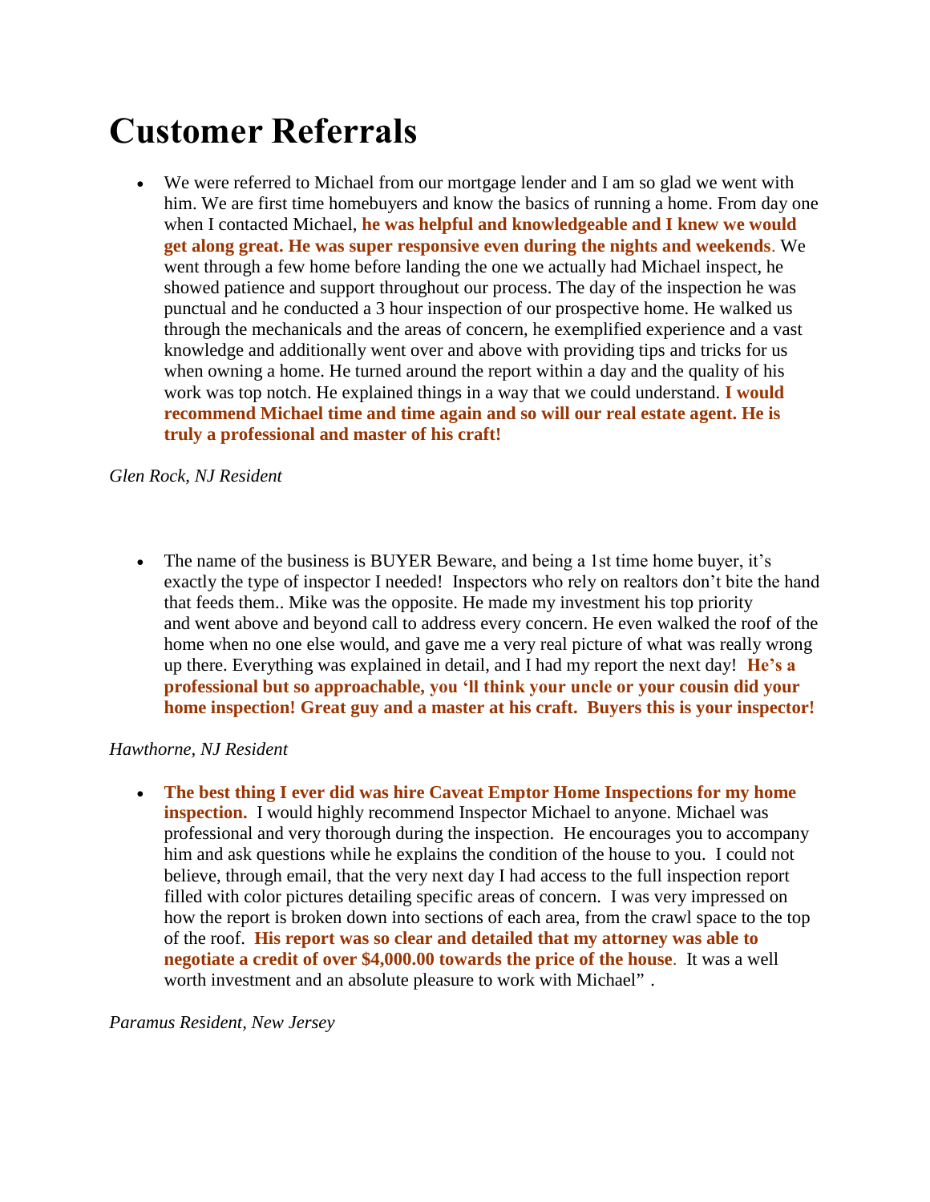# Customer Referrals

- We were referred to Michael from our mortgage lender and I am so glad we went with him. We are first time homebuyers and know the basics of running a home. From day one when I contacted Michael, **he was helpful and knowledgeable and I knew we would get along great. He was super responsive even during the nights and weekends**. We went through a few home before landing the one we actually had Michael inspect, he showed patience and support throughout our process. The day of the inspection he was punctual and he conducted a 3 hour inspection of our prospective home. He walked us through the mechanicals and the areas of concern, he exemplified experience and a vast knowledge and additionally went over and above with providing tips and tricks for us when owning a home. He turned around the report within a day and the quality of his work was top notch. He explained things in a way that we could understand. **I would recommend Michael time and time again and so will our real estate agent. He is truly a professional and master of his craft!**

*Glen Rock, NJ Resident*

- The name of the business is BUYER Beware, and being a 1st time home buyer, it's exactly the type of inspector I needed! Inspectors who rely on realtors don't bite the hand that feeds them.. Mike was the opposite. He made my investment his top priority and went above and beyond call to address every concern. He even walked the roof of the home when no one else would, and gave me a very real picture of what was really wrong up there. Everything was explained in detail, and I had my report the next day! **He's a professional but so approachable, you 'll think your uncle or your cousin did your home inspection! Great guy and a master at his craft. Buyers this is your inspector!**

*Hawthorne, NJ Resident*

- **The best thing I ever did was hire Caveat Emptor Home Inspections for my home inspection.** I would highly recommend Inspector Michael to anyone. Michael was professional and very thorough during the inspection. He encourages you to accompany him and ask questions while he explains the condition of the house to you. I could not believe, through email, that the very next day I had access to the full inspection report filled with color pictures detailing specific areas of concern. I was very impressed on how the report is broken down into sections of each area, from the crawl space to the top of the roof. **His report was so clear and detailed that my attorney was able to negotiate a credit of over $4,000.00 towards the price of the house**. It was a well worth investment and an absolute pleasure to work with Michael" .

*Paramus Resident, New Jersey*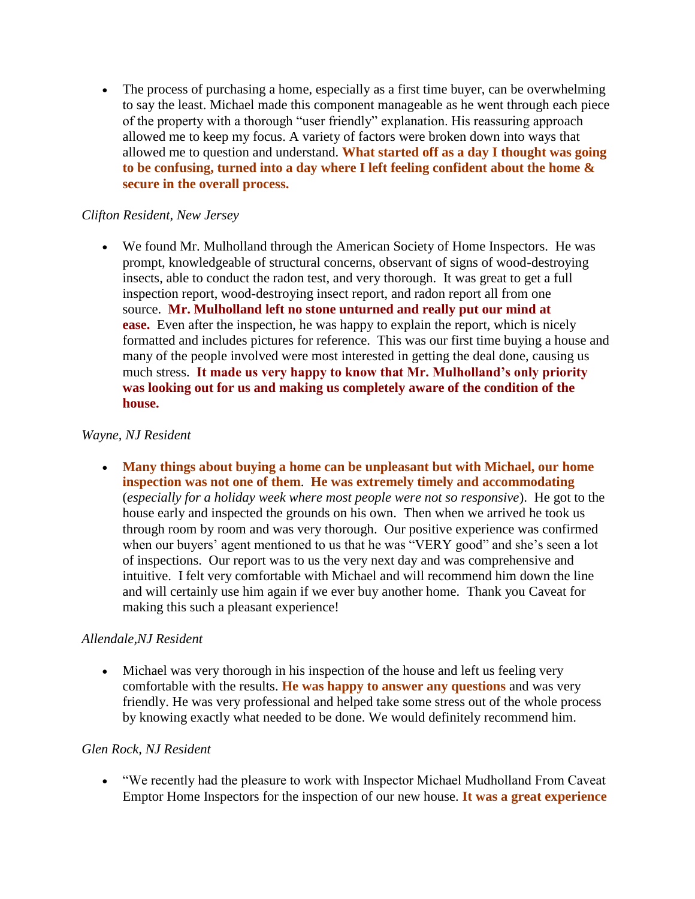- The process of purchasing a home, especially as a first time buyer, can be overwhelming to say the least. Michael made this component manageable as he went through each piece of the property with a thorough "user friendly" explanation. His reassuring approach allowed me to keep my focus. A variety of factors were broken down into ways that allowed me to question and understand. **What started off as a day I thought was going to be confusing, turned into a day where I left feeling confident about the home & secure in the overall process.**

*Clifton Resident, New Jersey*

- We found Mr. Mulholland through the American Society of Home Inspectors. He was prompt, knowledgeable of structural concerns, observant of signs of wood-destroying insects, able to conduct the radon test, and very thorough. It was great to get a full inspection report, wood-destroying insect report, and radon report all from one source. **Mr. Mulholland left no stone unturned and really put our mind at ease.** Even after the inspection, he was happy to explain the report, which is nicely formatted and includes pictures for reference. This was our first time buying a house and many of the people involved were most interested in getting the deal done, causing us much stress. **It made us very happy to know that Mr. Mulholland's only priority was looking out for us and making us completely aware of the condition of the house.**

*Wayne, NJ Resident*

- **Many things about buying a home can be unpleasant but with Michael, our home inspection was not one of them**. **He was extremely timely and accommodating** (*especially for a holiday week where most people were not so responsive*). He got to the house early and inspected the grounds on his own. Then when we arrived he took us through room by room and was very thorough. Our positive experience was confirmed when our buyers' agent mentioned to us that he was "VERY good" and she's seen a lot of inspections. Our report was to us the very next day and was comprehensive and intuitive. I felt very comfortable with Michael and will recommend him down the line and will certainly use him again if we ever buy another home. Thank you Caveat for making this such a pleasant experience!

*Allendale,NJ Resident*

- Michael was very thorough in his inspection of the house and left us feeling very comfortable with the results. **He was happy to answer any questions** and was very friendly. He was very professional and helped take some stress out of the whole process by knowing exactly what needed to be done. We would definitely recommend him.

*Glen Rock, NJ Resident*

- "We recently had the pleasure to work with Inspector Michael Mudholland From Caveat Emptor Home Inspectors for the inspection of our new house. **It was a great experience**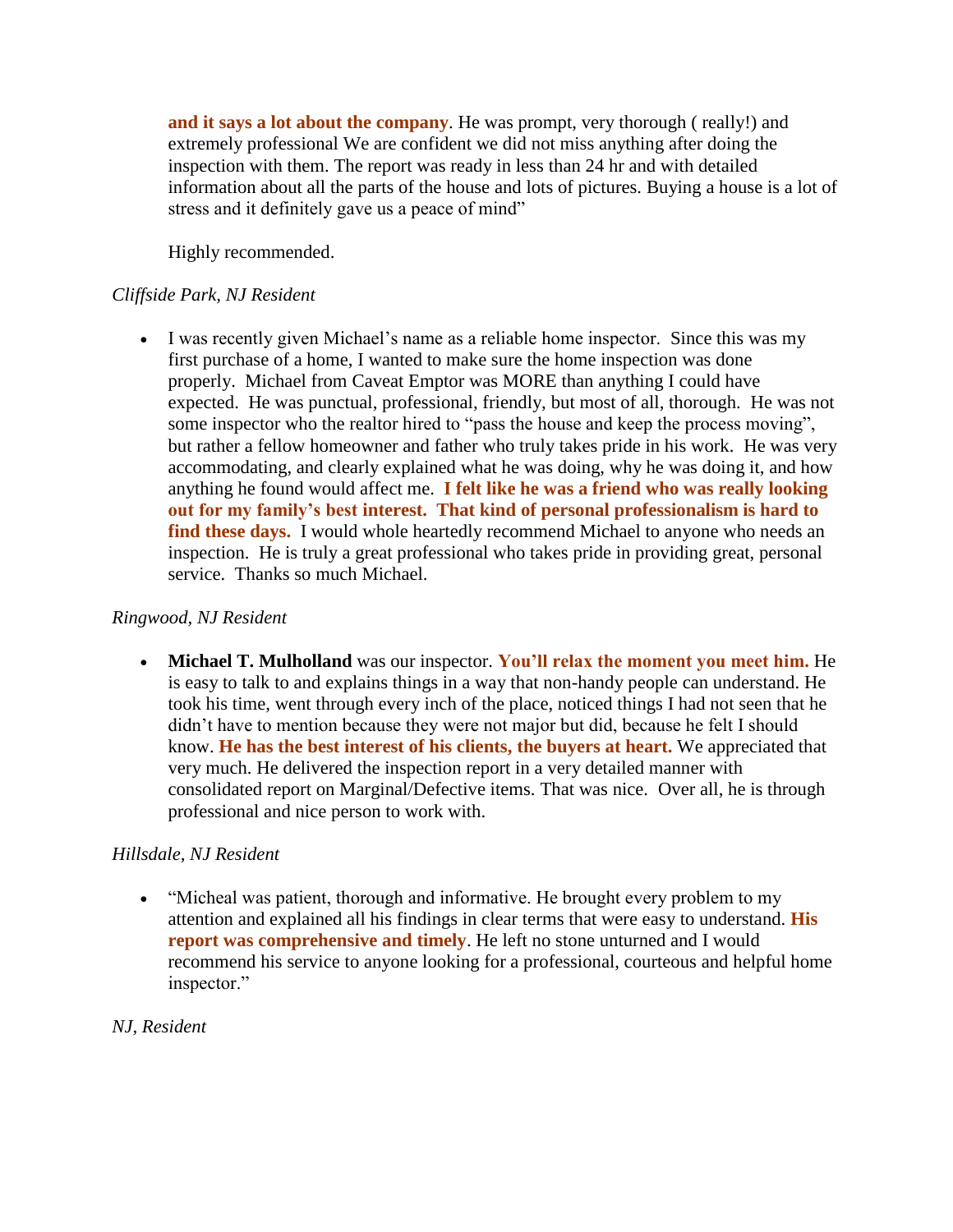**and it says a lot about the company**. He was prompt, very thorough ( really!) and extremely professional We are confident we did not miss anything after doing the inspection with them. The report was ready in less than 24 hr and with detailed information about all the parts of the house and lots of pictures. Buying a house is a lot of stress and it definitely gave us a peace of mind"

Highly recommended.

*Cliffside Park, NJ Resident*

- I was recently given Michael's name as a reliable home inspector. Since this was my first purchase of a home, I wanted to make sure the home inspection was done properly. Michael from Caveat Emptor was MORE than anything I could have expected. He was punctual, professional, friendly, but most of all, thorough. He was not some inspector who the realtor hired to "pass the house and keep the process moving", but rather a fellow homeowner and father who truly takes pride in his work. He was very accommodating, and clearly explained what he was doing, why he was doing it, and how anything he found would affect me. **I felt like he was a friend who was really looking out for my family's best interest. That kind of personal professionalism is hard to find these days.** I would whole heartedly recommend Michael to anyone who needs an inspection. He is truly a great professional who takes pride in providing great, personal service. Thanks so much Michael.

*Ringwood, NJ Resident*

- **Michael T. Mulholland** was our inspector. **You'll relax the moment you meet him.** He is easy to talk to and explains things in a way that non-handy people can understand. He took his time, went through every inch of the place, noticed things I had not seen that he didn't have to mention because they were not major but did, because he felt I should know. **He has the best interest of his clients, the buyers at heart.** We appreciated that very much. He delivered the inspection report in a very detailed manner with consolidated report on Marginal/Defective items. That was nice. Over all, he is through professional and nice person to work with.

*Hillsdale, NJ Resident*

- "Micheal was patient, thorough and informative. He brought every problem to my attention and explained all his findings in clear terms that were easy to understand. **His report was comprehensive and timely**. He left no stone unturned and I would recommend his service to anyone looking for a professional, courteous and helpful home inspector."

*NJ, Resident*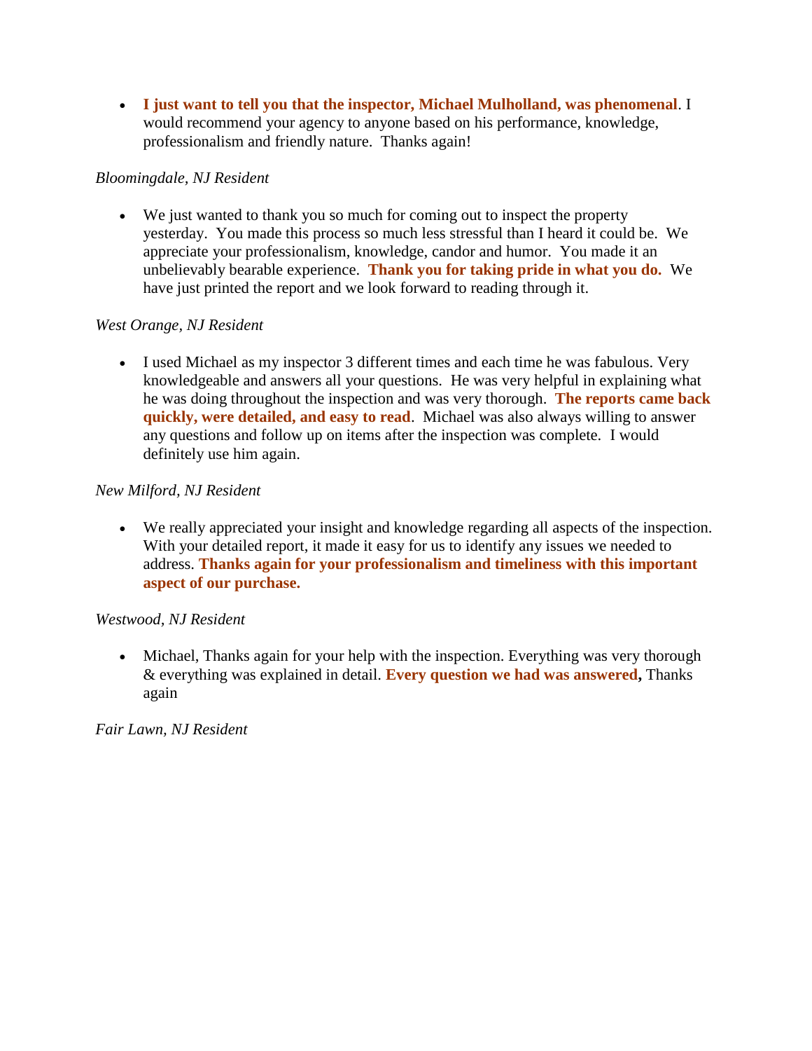- **I just want to tell you that the inspector, Michael Mulholland, was phenomenal**. I would recommend your agency to anyone based on his performance, knowledge, professionalism and friendly nature. Thanks again!

*Bloomingdale, NJ Resident*

- We just wanted to thank you so much for coming out to inspect the property yesterday. You made this process so much less stressful than I heard it could be. We appreciate your professionalism, knowledge, candor and humor. You made it an unbelievably bearable experience. **Thank you for taking pride in what you do.** We have just printed the report and we look forward to reading through it.

*West Orange, NJ Resident*

- I used Michael as my inspector 3 different times and each time he was fabulous. Very knowledgeable and answers all your questions. He was very helpful in explaining what he was doing throughout the inspection and was very thorough. **The reports came back quickly, were detailed, and easy to read**. Michael was also always willing to answer any questions and follow up on items after the inspection was complete. I would definitely use him again.

*New Milford, NJ Resident*

- We really appreciated your insight and knowledge regarding all aspects of the inspection. With your detailed report, it made it easy for us to identify any issues we needed to address. **Thanks again for your professionalism and timeliness with this important aspect of our purchase.**

*Westwood, NJ Resident*

- Michael, Thanks again for your help with the inspection. Everything was very thorough & everything was explained in detail. **Every question we had was answered,** Thanks again

*Fair Lawn, NJ Resident*